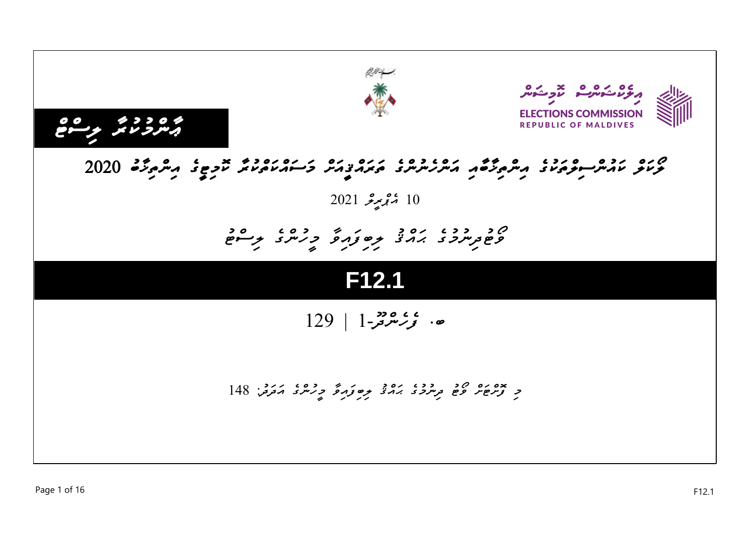ބިސްމިﷲ

އިލެކްޝަންސް ކޮމިޝަން

ELECTIONS COMMISSION
REPUBLIC OF MALDIVES

# އަންހުމުކުރާ ލިސްޓު

## ލޯކަލް ކައުންސިލްތަކުގެ އިންތިޚާބާއި އަންހެނުންގެ ތަރައްޤީއަށް މަސައްކަތްކުރާ ކޮމިޓީގެ އިންތިޚާބު 2020

10 އެޕްރީލް 2021

### ވޯޓުދިނުމުގެ ޙައްޤު ލިބިފައިވާ މީހުންގެ ލިސްޓު

# F12.1

ބ. ފެހެންދޫ-1 | 129

މި ފޯމަށް ވޯޓު ދިނުމުގެ ޙައްޤު ލިބިފައިވާ މީހުންގެ އަދަދު: 148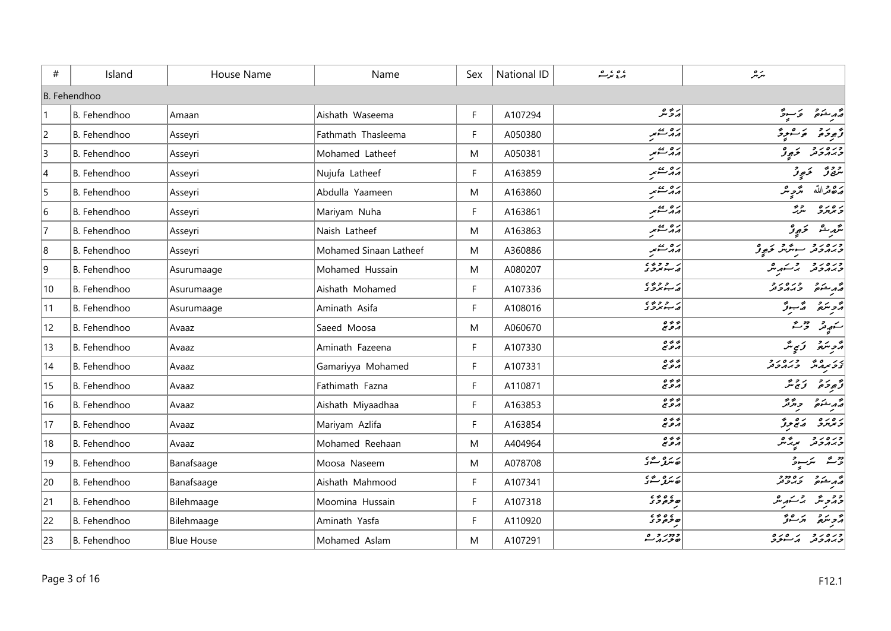| # | Island | House Name | Name | Sex | National ID | ގެއުގެ ނަން | ނަން |
|---|---|---|---|---|---|---|---|
| B. Fehendhoo | | | | | | | |
| 1 | B. Fehendhoo | Amaan | Aishath Waseema | F | A107294 | އަމާން | އައިޝަތު ވަސީމާ |
| 2 | B. Fehendhoo | Asseyri | Fathmath Thasleema | F | A050380 | އައްސޭރި | ފާތިމަތު ތަސްލީމާ |
| 3 | B. Fehendhoo | Asseyri | Mohamed Latheef | M | A050381 | އައްސޭރި | މުޙައްމަދު ލަޠީފު |
| 4 | B. Fehendhoo | Asseyri | Nujufa Latheef | F | A163859 | އައްސޭރި | ނުޖުފާ ލަޠީފު |
| 5 | B. Fehendhoo | Asseyri | Abdulla Yaameen | M | A163860 | އައްސޭރި | އަބްދުﷲ ޔާމީން |
| 6 | B. Fehendhoo | Asseyri | Mariyam Nuha | F | A163861 | އައްސޭރި | މަރިޔަމް ނުހާ |
| 7 | B. Fehendhoo | Asseyri | Naish Latheef | M | A163863 | އައްސޭރި | ނާއިޝް ލަޠީފު |
| 8 | B. Fehendhoo | Asseyri | Mohamed Sinaan Latheef | M | A360886 | އައްސޭރި | މުޙައްމަދު ސިނާން ލަޠީފު |
| 9 | B. Fehendhoo | Asurumaage | Mohamed Hussain | M | A080207 | އަސުރުމާގެ | މުޙައްމަދު ޙުސައިން |
| 10 | B. Fehendhoo | Asurumaage | Aishath Mohamed | F | A107336 | އަސުރުމާގެ | އައިޝަތު މުޙައްމަދު |
| 11 | B. Fehendhoo | Asurumaage | Aminath Asifa | F | A108016 | އަސުރުމާގެ | އާމިނަތު އާސިފާ |
| 12 | B. Fehendhoo | Avaaz | Saeed Moosa | M | A060670 | އަވާޒް | ސަޢީދު މޫސާ |
| 13 | B. Fehendhoo | Avaaz | Aminath Fazeena | F | A107330 | އަވާޒް | އާމިނަތު ފަޒީނާ |
| 14 | B. Fehendhoo | Avaaz | Gamariyya Mohamed | F | A107331 | އަވާޒް | ގަމަރިއްޔާ މުޙައްމަދު |
| 15 | B. Fehendhoo | Avaaz | Fathimath Fazna | F | A110871 | އަވާޒް | ފާތިމަތު ފަޒްނާ |
| 16 | B. Fehendhoo | Avaaz | Aishath Miyaadhaa | F | A163853 | އަވާޒް | އައިޝަތު މިޔާދާ |
| 17 | B. Fehendhoo | Avaaz | Mariyam Azlifa | F | A163854 | އަވާޒް | މަރިޔަމް އަޒްލިފާ |
| 18 | B. Fehendhoo | Avaaz | Mohamed Reehaan | M | A404964 | އަވާޒް | މުޙައްމަދު ރީހާން |
| 19 | B. Fehendhoo | Banafsaage | Moosa Naseem | M | A078708 | ބަނަފްސާގެ | މޫސާ ނަސީމު |
| 20 | B. Fehendhoo | Banafsaage | Aishath Mahmood | F | A107341 | ބަނަފްސާގެ | އައިޝަތު މަޙްމޫދު |
| 21 | B. Fehendhoo | Bilehmaage | Moomina Hussain | F | A107318 | ބިލެހްމާގެ | މޫމިނާ ޙުސައިން |
| 22 | B. Fehendhoo | Bilehmaage | Aminath Yasfa | F | A110920 | ބިލެހްމާގެ | އާމިނަތު ޔަސްފާ |
| 23 | B. Fehendhoo | Blue House | Mohamed Aslam | M | A107291 | ބްލޫހައުސް | މުޙައްމަދު އަސްލަމް |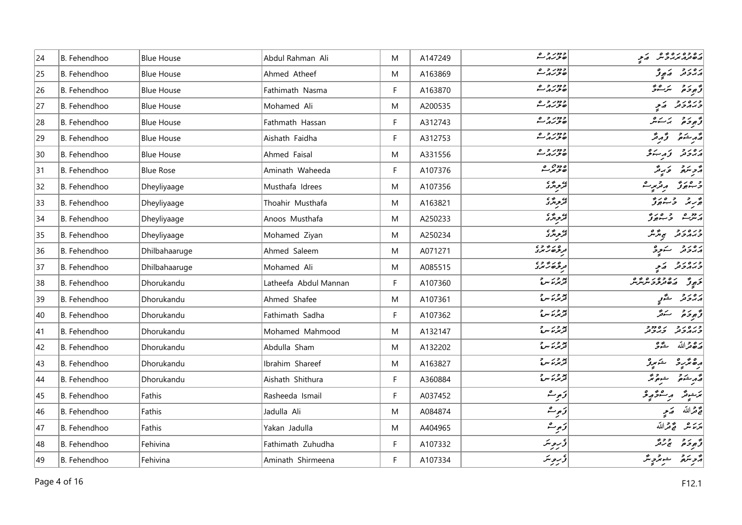| 24 | B. Fehendhoo | Blue House | Abdul Rahman Ali | M | A147249 | ބްލޫހައުސް | އަބްދުއްރަޙްމާން އަލި |
|---|---|---|---|---|---|---|---|
| 25 | B. Fehendhoo | Blue House | Ahmed Atheef | M | A163869 | ބްލޫހައުސް | އަޙްމަދު އަތީފު |
| 26 | B. Fehendhoo | Blue House | Fathimath Nasma | F | A163870 | ބްލޫހައުސް | ފާތިމަތު ނަސްމާ |
| 27 | B. Fehendhoo | Blue House | Mohamed Ali | M | A200535 | ބްލޫހައުސް | މުޙައްމަދު އަލި |
| 28 | B. Fehendhoo | Blue House | Fathmath Hassan | F | A312743 | ބްލޫހައުސް | ފާތިމަތު ޙަސަން |
| 29 | B. Fehendhoo | Blue House | Aishath Faidha | F | A312753 | ބްލޫހައުސް | އައިޝަތު ފާއިދާ |
| 30 | B. Fehendhoo | Blue House | Ahmed Faisal | M | A331556 | ބްލޫހައުސް | އަޙްމަދު ފައިސަލް |
| 31 | B. Fehendhoo | Blue Rose | Aminath Waheeda | F | A107376 | ބްލޫރޯސް | އާމިނަތު ވަޙީދާ |
| 32 | B. Fehendhoo | Dheyliyaage | Musthafa Idrees | M | A107356 | ދޭލިޔާގެ | މުސްތަފާ އިދުރީސް |
| 33 | B. Fehendhoo | Dheyliyaage | Thoahir Musthafa | M | A163821 | ދޭލިޔާގެ | ޠާހިރު މުސްތަފާ |
| 34 | B. Fehendhoo | Dheyliyaage | Anoos Musthafa | M | A250233 | ދޭލިޔާގެ | އަނޫސް މުސްތަފާ |
| 35 | B. Fehendhoo | Dheyliyaage | Mohamed Ziyan | M | A250234 | ދޭލިޔާގެ | މުޙައްމަދު ޒިޔާން |
| 36 | B. Fehendhoo | Dhilbahaaruge | Ahmed Saleem | M | A071271 | ދިލްބަހާރުގެ | އަޙްމަދު ސަލީމް |
| 37 | B. Fehendhoo | Dhilbahaaruge | Mohamed Ali | M | A085515 | ދިލްބަހާރުގެ | މުޙައްމަދު އަލި |
| 38 | B. Fehendhoo | Dhorukandu | Latheefa Abdul Mannan | F | A107360 | ދޮރުކަނޑު | ލަތީފާ އަބްދުލްމައްނާން |
| 39 | B. Fehendhoo | Dhorukandu | Ahmed Shafee | M | A107361 | ދޮރުކަނޑު | އަޙްމަދު ޝާފީ |
| 40 | B. Fehendhoo | Dhorukandu | Fathimath Sadha | F | A107362 | ދޮރުކަނޑު | ފާތިމަތު ސަދާ |
| 41 | B. Fehendhoo | Dhorukandu | Mohamed Mahmood | M | A132147 | ދޮރުކަނޑު | މުޙައްމަދު މަޙްމޫދު |
| 42 | B. Fehendhoo | Dhorukandu | Abdulla Sham | M | A132202 | ދޮރުކަނޑު | އަބްދުﷲ ޝާމް |
| 43 | B. Fehendhoo | Dhorukandu | Ibrahim Shareef | M | A163827 | ދޮރުކަނޑު | އިބްރާހީމް ޝަރީފު |
| 44 | B. Fehendhoo | Dhorukandu | Aishath Shithura | F | A360884 | ދޮރުކަނޑު | އައިޝަތު ޝިތުރާ |
| 45 | B. Fehendhoo | Fathis | Rasheeda Ismail | F | A037452 | ފަތިސް | ރަޝީދާ އިސްމާޢީލް |
| 46 | B. Fehendhoo | Fathis | Jadulla Ali | M | A084874 | ފަތިސް | ޖާދުﷲ އަލި |
| 47 | B. Fehendhoo | Fathis | Yakan Jadulla | M | A404965 | ފަތިސް | ޔަކަން ޖާދުﷲ |
| 48 | B. Fehendhoo | Fehivina | Fathimath Zuhudha | F | A107332 | ފެހިވިނަ | ފާތިމަތު ޒުހުދާ |
| 49 | B. Fehendhoo | Fehivina | Aminath Shirmeena | F | A107334 | ފެހިވިނަ | އާމިނަތު ޝިރުމީނާ |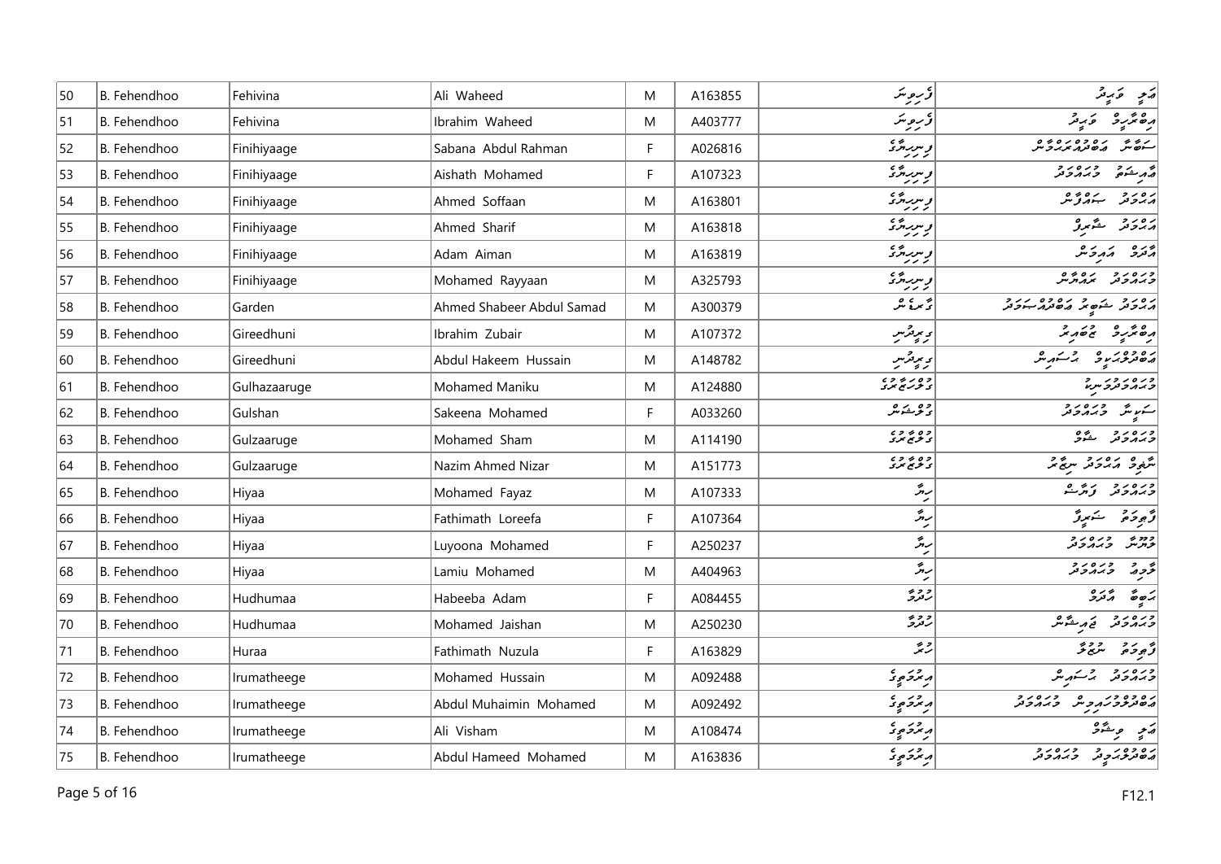| 50 | B. Fehendhoo | Fehivina | Ali Waheed | M | A163855 | ފެހިވިނަ | އަލި ވަހީދު |
|---|---|---|---|---|---|---|---|
| 51 | B. Fehendhoo | Fehivina | Ibrahim Waheed | M | A403777 | ފެހިވިނަ | އިބްރާހީމް ވަހީދު |
| 52 | B. Fehendhoo | Finihiyaage | Sabana Abdul Rahman | F | A026816 | ފިނިހިޔާގެ | ސަބާނާ އަބްދުއްރަޙްމާން |
| 53 | B. Fehendhoo | Finihiyaage | Aishath Mohamed | F | A107323 | ފިނިހިޔާގެ | އާއިޝަތު މުޙައްމަދު |
| 54 | B. Fehendhoo | Finihiyaage | Ahmed Soffaan | M | A163801 | ފިނިހިޔާގެ | އަޙްމަދު ސައްފާން |
| 55 | B. Fehendhoo | Finihiyaage | Ahmed Sharif | M | A163818 | ފިނިހިޔާގެ | އަޙްމަދު ޝަރީފް |
| 56 | B. Fehendhoo | Finihiyaage | Adam Aiman | M | A163819 | ފިނިހިޔާގެ | އާދަމް އައިމަން |
| 57 | B. Fehendhoo | Finihiyaage | Mohamed Rayyaan | M | A325793 | ފިނިހިޔާގެ | މުޙައްމަދު ރައްޔާން |
| 58 | B. Fehendhoo | Garden | Ahmed Shabeer Abdul Samad | M | A300379 | ގާރޑްން | އަޙްމަދު ޝަބީރު އަބްދުއްސަމަދު |
| 59 | B. Fehendhoo | Gireedhuni | Ibrahim Zubair | M | A107372 | ގިރީދުނި | އިބްރާހީމް ޒުބައިރު |
| 60 | B. Fehendhoo | Gireedhuni | Abdul Hakeem Hussain | M | A148782 | ގިރީދުނި | އަބްދުލްހަކީމް ހުސައިން |
| 61 | B. Fehendhoo | Gulhazaaruge | Mohamed Maniku | M | A124880 | ގުޅަޒާރުގެ | މުޙައްމަދުމަނިކު |
| 62 | B. Fehendhoo | Gulshan | Sakeena Mohamed | F | A033260 | ގުލްޝަން | ސަކީނާ މުޙައްމަދު |
| 63 | B. Fehendhoo | Gulzaaruge | Mohamed Sham | M | A114190 | ގުލްޒާރުގެ | މުޙައްމަދު ޝާމް |
| 64 | B. Fehendhoo | Gulzaaruge | Nazim Ahmed Nizar | M | A151773 | ގުލްޒާރުގެ | ނާޒިމް އަޙްމަދު ނިޒާރު |
| 65 | B. Fehendhoo | Hiyaa | Mohamed Fayaz | M | A107333 | ހިޔާ | މުޙައްމަދު ފައްޔާޒް |
| 66 | B. Fehendhoo | Hiyaa | Fathimath Loreefa | F | A107364 | ހިޔާ | ފާތިމަތު ލޯރީފާ |
| 67 | B. Fehendhoo | Hiyaa | Luyoona Mohamed | F | A250237 | ހިޔާ | ލުޔޫނާ މުޙައްމަދު |
| 68 | B. Fehendhoo | Hiyaa | Lamiu Mohamed | M | A404963 | ހިޔާ | ލާމިއު މުޙައްމަދު |
| 69 | B. Fehendhoo | Hudhumaa | Habeeba Adam | F | A084455 | ހުދުމާ | ހަބީބާ އާދަމް |
| 70 | B. Fehendhoo | Hudhumaa | Mohamed Jaishan | M | A250230 | ހުދުމާ | މުޙައްމަދު ޖައިޝާން |
| 71 | B. Fehendhoo | Huraa | Fathimath Nuzula | F | A163829 | ހުރާ | ފާތިމަތު ނުޒުލާ |
| 72 | B. Fehendhoo | Irumatheege | Mohamed Hussain | M | A092488 | އިރުމަތީގެ | މުޙައްމަދު ހުސައިން |
| 73 | B. Fehendhoo | Irumatheege | Abdul Muhaimin Mohamed | M | A092492 | އިރުމަތީގެ | އަބްދުލްމުހައިމިން މުޙައްމަދު |
| 74 | B. Fehendhoo | Irumatheege | Ali Visham | M | A108474 | އިރުމަތީގެ | އަލި ވިޝާމް |
| 75 | B. Fehendhoo | Irumatheege | Abdul Hameed Mohamed | M | A163836 | އިރުމަތީގެ | އަބްދުލްހަމީދު މުޙައްމަދު |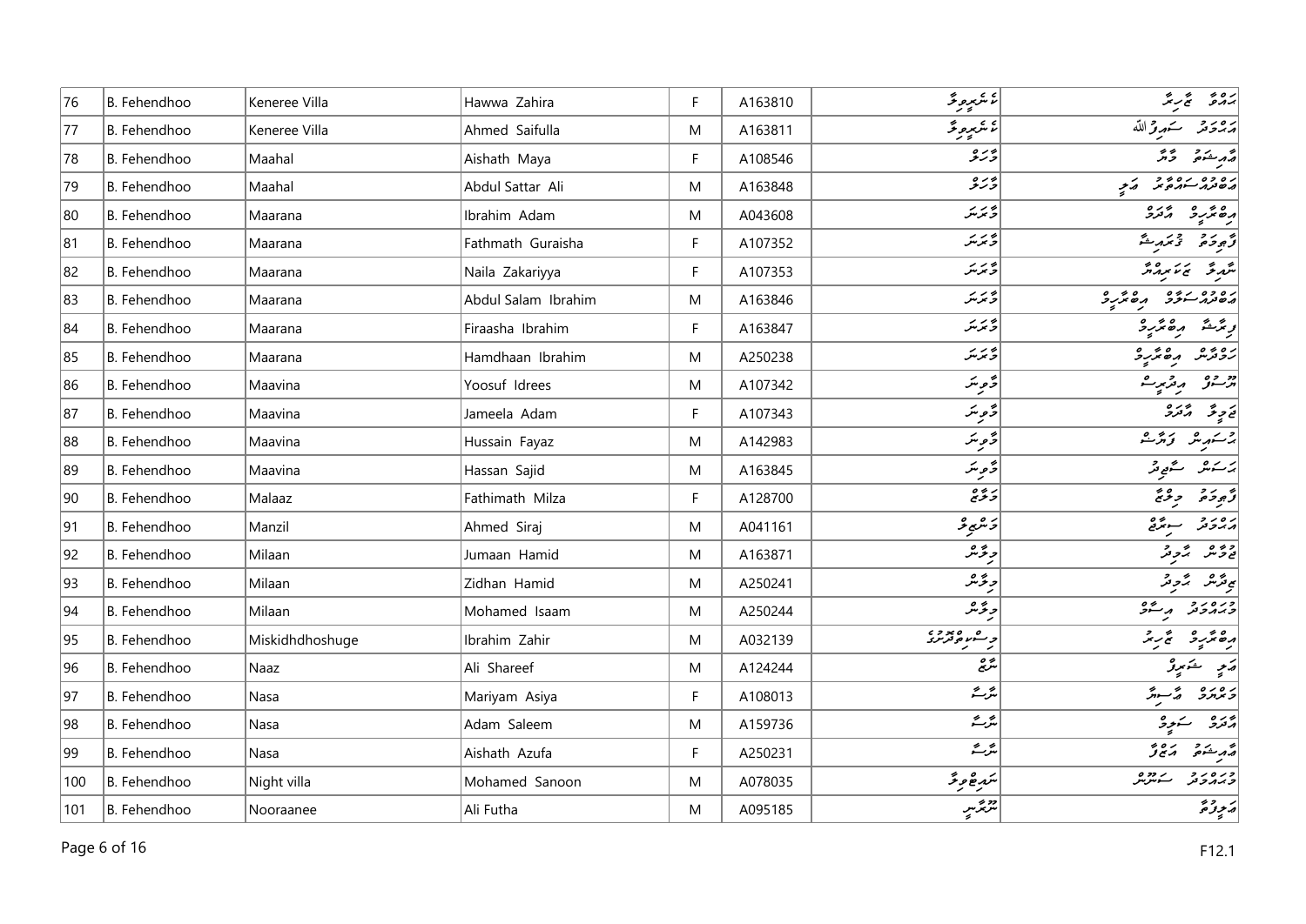| 76 | B. Fehendhoo | Keneree Villa | Hawwa Zahira | F | A163810 | ކެނެރީވިލާ | ހައްވާ ޒާހިރާ |
|---|---|---|---|---|---|---|---|
| 77 | B. Fehendhoo | Keneree Villa | Ahmed Saifulla | M | A163811 | ކެނެރީވިލާ | އަހުމަދު ސައިފުﷲ |
| 78 | B. Fehendhoo | Maahal | Aishath Maya | F | A108546 | މާހަލް | އާއިޝަތު މާޔާ |
| 79 | B. Fehendhoo | Maahal | Abdul Sattar Ali | M | A163848 | މާހަލް | އަބްދުލްސައްތާރު ޢަލީ |
| 80 | B. Fehendhoo | Maarana | Ibrahim Adam | M | A043608 | މާރަނަ | އިބްރާހީމް އާދަމް |
| 81 | B. Fehendhoo | Maarana | Fathmath Guraisha | F | A107352 | މާރަނަ | ފާތިމަތު ގުރައިޝާ |
| 82 | B. Fehendhoo | Maarana | Naila Zakariyya | F | A107353 | މާރަނަ | ނާއިލާ ޒަކަރިއްޔާ |
| 83 | B. Fehendhoo | Maarana | Abdul Salam Ibrahim | M | A163846 | މާރަނަ | އަބްދުލްސަލާމް އިބްރާހީމް |
| 84 | B. Fehendhoo | Maarana | Firaasha Ibrahim | F | A163847 | މާރަނަ | ފިރާޝާ އިބްރާހީމް |
| 85 | B. Fehendhoo | Maarana | Hamdhaan Ibrahim | M | A250238 | މާރަނަ | ހަމްދާން އިބްރާހީމް |
| 86 | B. Fehendhoo | Maavina | Yoosuf Idrees | M | A107342 | މާވިނަ | ޔޫސުފް އިދްރީސް |
| 87 | B. Fehendhoo | Maavina | Jameela Adam | F | A107343 | މާވިނަ | ޖަމީލާ އާދަމް |
| 88 | B. Fehendhoo | Maavina | Hussain Fayaz | M | A142983 | މާވިނަ | ހުސައިން ފައްޔާޒް |
| 89 | B. Fehendhoo | Maavina | Hassan Sajid | M | A163845 | މާވިނަ | ހަސަން ސާޖިދު |
| 90 | B. Fehendhoo | Malaaz | Fathimath Milza | F | A128700 | މަލާޒް | ފާތިމަތު މިލްޒާ |
| 91 | B. Fehendhoo | Manzil | Ahmed Siraj | M | A041161 | މަންޒިލް | އަހުމަދު ސިރާޖު |
| 92 | B. Fehendhoo | Milaan | Jumaan Hamid | M | A163871 | މިލާން | ޖުމާން ހާމިދު |
| 93 | B. Fehendhoo | Milaan | Zidhan Hamid | M | A250241 | މިލާން | ޒިދާން ހާމިދު |
| 94 | B. Fehendhoo | Milaan | Mohamed Isaam | M | A250244 | މިލާން | މުހައްމަދު ޢިޞާމް |
| 95 | B. Fehendhoo | Miskidhdhoshuge | Ibrahim Zahir | M | A032139 | މިސްކިއްދޮށުގެ | އިބްރާހީމް ޒާހިރު |
| 96 | B. Fehendhoo | Naaz | Ali Shareef | M | A124244 | ނާޒް | ޢަލީ ޝަރީފް |
| 97 | B. Fehendhoo | Nasa | Mariyam Asiya | F | A108013 | ނާސާ | މަރިޔަމް އާސިޔާ |
| 98 | B. Fehendhoo | Nasa | Adam Saleem | M | A159736 | ނާސާ | އާދަމް ސަލީމް |
| 99 | B. Fehendhoo | Nasa | Aishath Azufa | F | A250231 | ނާސާ | އާއިޝަތު އަޒުފާ |
| 100 | B. Fehendhoo | Night villa | Mohamed Sanoon | M | A078035 | ނައިޓްވިލާ | މުހައްމަދު ސަނޫން |
| 101 | B. Fehendhoo | Nooraanee | Ali Futha | M | A095185 | ނޫރާނީ | ޢަލީ ފުތާ |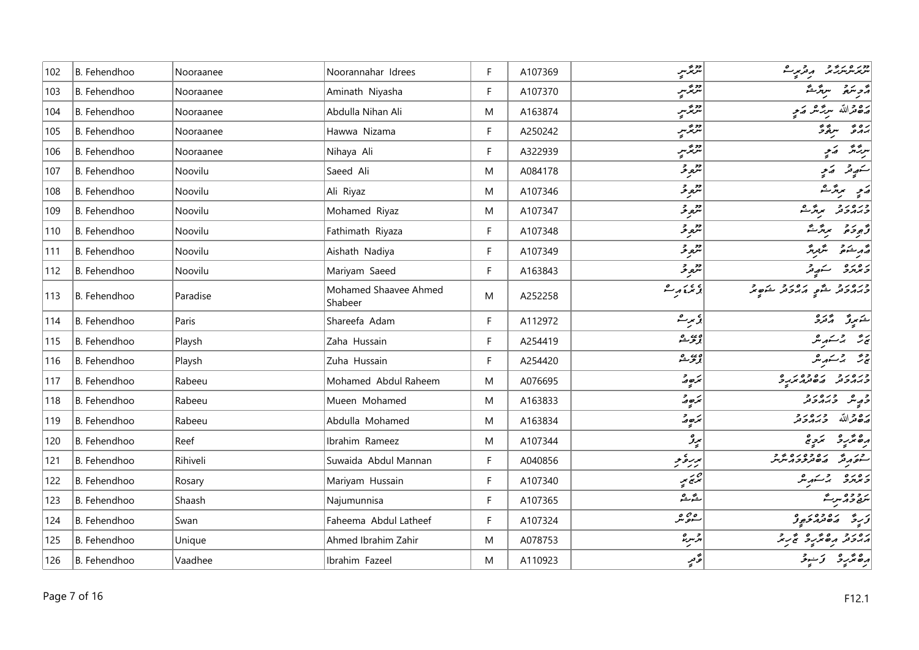| 102 | B. Fehendhoo | Nooraanee | Noorannahar Idrees | F | A107369 | ނޫރާނީ | ނޫރަންނަހާރު އިދުރީސް |
|---|---|---|---|---|---|---|---|
| 103 | B. Fehendhoo | Nooraanee | Aminath Niyasha | F | A107370 | ނޫރާނީ | އާމިނަތު ނިޔާޝާ |
| 104 | B. Fehendhoo | Nooraanee | Abdulla Nihan Ali | M | A163874 | ނޫރާނީ | އަބްދުﷲ ނިހާން އަލި |
| 105 | B. Fehendhoo | Nooraanee | Hawwa Nizama | F | A250242 | ނޫރާނީ | ހައްވާ ނިޒާމާ |
| 106 | B. Fehendhoo | Nooraanee | Nihaya Ali | F | A322939 | ނޫރާނީ | ނިހާޔާ އަލި |
| 107 | B. Fehendhoo | Noovilu | Saeed Ali | M | A084178 | ނޫވިލު | ސައީދު އަލި |
| 108 | B. Fehendhoo | Noovilu | Ali Riyaz | M | A107346 | ނޫވިލު | އަލި ރިޔާޒް |
| 109 | B. Fehendhoo | Noovilu | Mohamed Riyaz | M | A107347 | ނޫވިލު | މުހައްމަދު ރިޔާޒް |
| 110 | B. Fehendhoo | Noovilu | Fathimath Riyaza | F | A107348 | ނޫވިލު | ފާތިމަތު ރިޔާޒާ |
| 111 | B. Fehendhoo | Noovilu | Aishath Nadiya | F | A107349 | ނޫވިލު | އައިޝަތު ނާދިޔާ |
| 112 | B. Fehendhoo | Noovilu | Mariyam Saeed | F | A163843 | ނޫވިލު | މަރިޔަމް ސައީދު |
| 113 | B. Fehendhoo | Paradise | Mohamed Shaavee Ahmed Shabeer | M | A252258 | ޕެރަޑައިސް | މުހައްމަދު ޝާވީ އަހްމަދު ޝަބީރު |
| 114 | B. Fehendhoo | Paris | Shareefa Adam | F | A112972 | ޕެރިސް | ޝަރީފާ އާދަމް |
| 115 | B. Fehendhoo | Playsh | Zaha Hussain | F | A254419 | ޕްލޭޝް | ޒަހާ ހުސައިން |
| 116 | B. Fehendhoo | Playsh | Zuha Hussain | F | A254420 | ޕްލޭޝް | ޒުހާ ހުސައިން |
| 117 | B. Fehendhoo | Rabeeu | Mohamed Abdul Raheem | M | A076695 | ރަބީޢު | މުހައްމަދު އަބްދުއްރަހީމް |
| 118 | B. Fehendhoo | Rabeeu | Mueen Mohamed | M | A163833 | ރަބީޢު | މުޢީން މުހައްމަދު |
| 119 | B. Fehendhoo | Rabeeu | Abdulla Mohamed | M | A163834 | ރަބީޢު | އަބްދުﷲ މުހައްމަދު |
| 120 | B. Fehendhoo | Reef | Ibrahim Rameez | M | A107344 | ރީފު | އިބްރާހީމް ރަމީޒު |
| 121 | B. Fehendhoo | Rihiveli | Suwaida Abdul Mannan | F | A040856 | ރިހިވެލި | ސުވައިދާ އަބްދުލްމަންނާން |
| 122 | B. Fehendhoo | Rosary | Mariyam Hussain | F | A107340 | ރޯޒަރީ | މަރިޔަމް ހުސައިން |
| 123 | B. Fehendhoo | Shaash | Najumunnisa | F | A107365 | ޝާޝް | ނަޖުމުންނިސާ |
| 124 | B. Fehendhoo | Swan | Faheema Abdul Latheef | F | A107324 | ސްވޮން | ފަހީމާ އަބްދުއްލަތީފު |
| 125 | B. Fehendhoo | Unique | Ahmed Ibrahim Zahir | M | A078753 | ޔުނީކް | އަހްމަދު އިބްރާހީމް ޒާހިރު |
| 126 | B. Fehendhoo | Vaadhee | Ibrahim Fazeel | M | A110923 | ވާދީ | އިބްރާހީމް ފަޒީލު |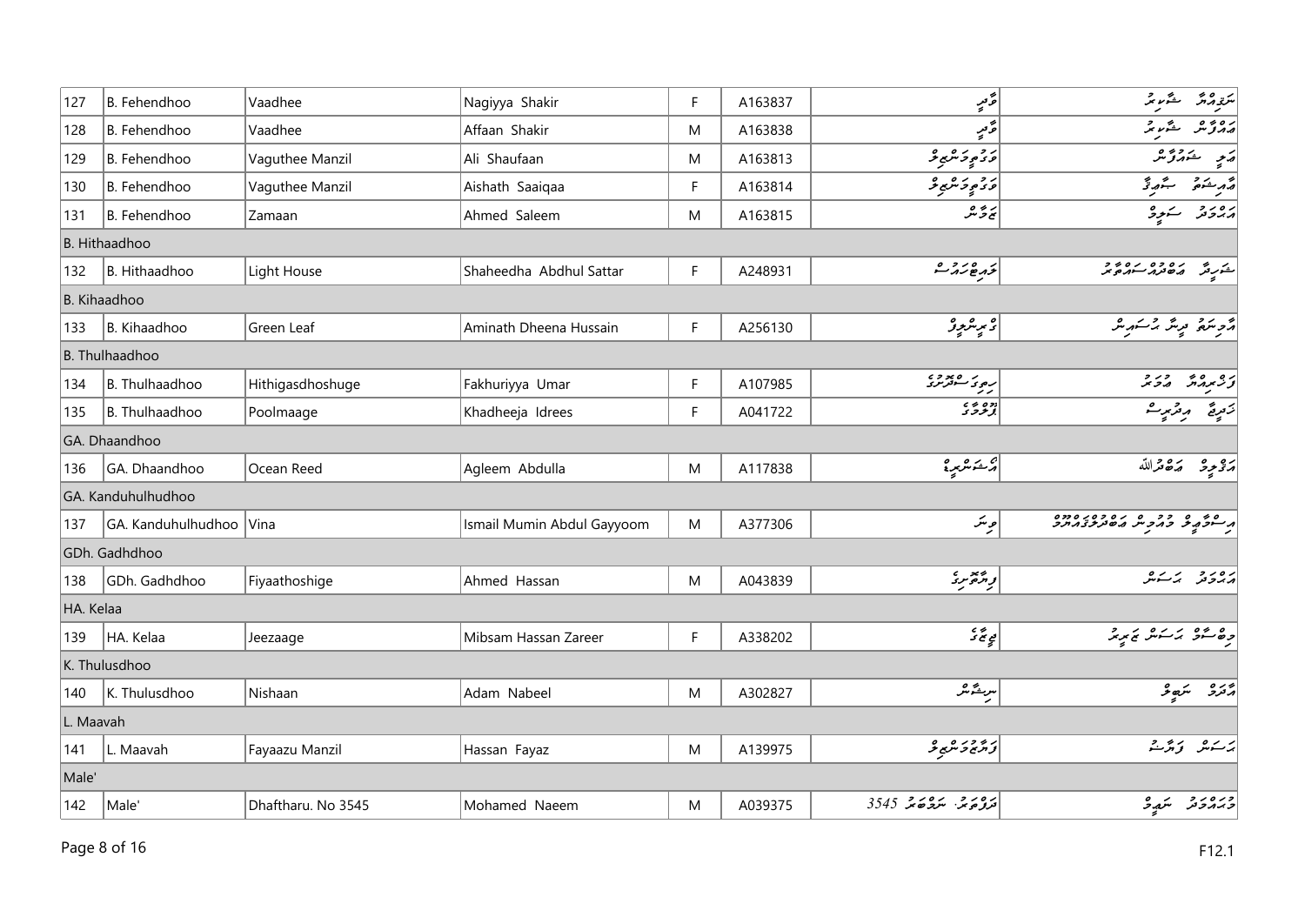| 127 | B. Fehendhoo | Vaadhee | Nagiyya Shakir | F | A163837 | ڤާދީ | ނަގިއްޔާ ޝާކިރު |
|---|---|---|---|---|---|---|---|
| 128 | B. Fehendhoo | Vaadhee | Affaan Shakir | M | A163838 | ڤާދީ | އައްފާން ޝާކިރު |
| 129 | B. Fehendhoo | Vaguthee Manzil | Ali Shaufaan | M | A163813 | ވަގުތީމަންޒިލް | އަލި ޝައުފާން |
| 130 | B. Fehendhoo | Vaguthee Manzil | Aishath Saaiqaa | F | A163814 | ވަގުތީމަންޒިލް | އާއިޝަތު ސާއިޤާ |
| 131 | B. Fehendhoo | Zamaan | Ahmed Saleem | M | A163815 | ޒަމާން | އަޙްމަދު ސަލީމް |
| B. Hithaadhoo | | | | | | | |
| 132 | B. Hithaadhoo | Light House | Shaheedha Abdhul Sattar | F | A248931 | ލައިޓްހައުސް | ޝަހީދާ އަބްދުލްސައްތާރު |
| B. Kihaadhoo | | | | | | | |
| 133 | B. Kihaadhoo | Green Leaf | Aminath Dheena Hussain | F | A256130 | ގްރީންލީފް | އާމިނަތު ދީނާ ހުސައިން |
| B. Thulhaadhoo | | | | | | | |
| 134 | B. Thulhaadhoo | Hithigasdhoshuge | Fakhuriyya Umar | F | A107985 | ހިތިގަސްދޮށުގެ | ފަޚުރިއްޔާ އުމަރު |
| 135 | B. Thulhaadhoo | Poolmaage | Khadheeja Idrees | F | A041722 | ޕޫލްމާގެ | ޚަދީޖާ އިދްރީސް |
| GA. Dhaandhoo | | | | | | | |
| 136 | GA. Dhaandhoo | Ocean Reed | Agleem Abdulla | M | A117838 | އޯޝަންރީޑް | އަގްލީމް އަބްދުﷲ |
| GA. Kanduhulhudhoo | | | | | | | |
| 137 | GA. Kanduhulhudhoo | Vina | Ismail Mumin Abdul Gayyoom | M | A377306 | ވިނަ | އިސްމާޢީލް މުއުމިން އަބްދުލްޤައްޔޫމް |
| GDh. Gadhdhoo | | | | | | | |
| 138 | GDh. Gadhdhoo | Fiyaathoshige | Ahmed Hassan | M | A043839 | ފިޔާތޮށިގެ | އަޙްމަދު ހަސަން |
| HA. Kelaa | | | | | | | |
| 139 | HA. Kelaa | Jeezaage | Mibsam Hassan Zareer | F | A338202 | ޖީޒާގެ | މިބްސާމް ހަސަން ޒަރީރު |
| K. Thulusdhoo | | | | | | | |
| 140 | K. Thulusdhoo | Nishaan | Adam Nabeel | M | A302827 | ނިޝާން | އާދަމް ނަބީލް |
| L. Maavah | | | | | | | |
| 141 | L. Maavah | Fayaazu Manzil | Hassan Fayaz | M | A139975 | ފައްޔާޒުމަންޒިލް | ހަސަން ފައްޔާޒް |
| Male' | | | | | | | |
| 142 | Male' | Dhaftharu. No 3545 | Mohamed Naeem | M | A039375 | ދަފްތަރު. ނަމްބަރު 3545 | މުޙައްމަދު ނަޢީމް |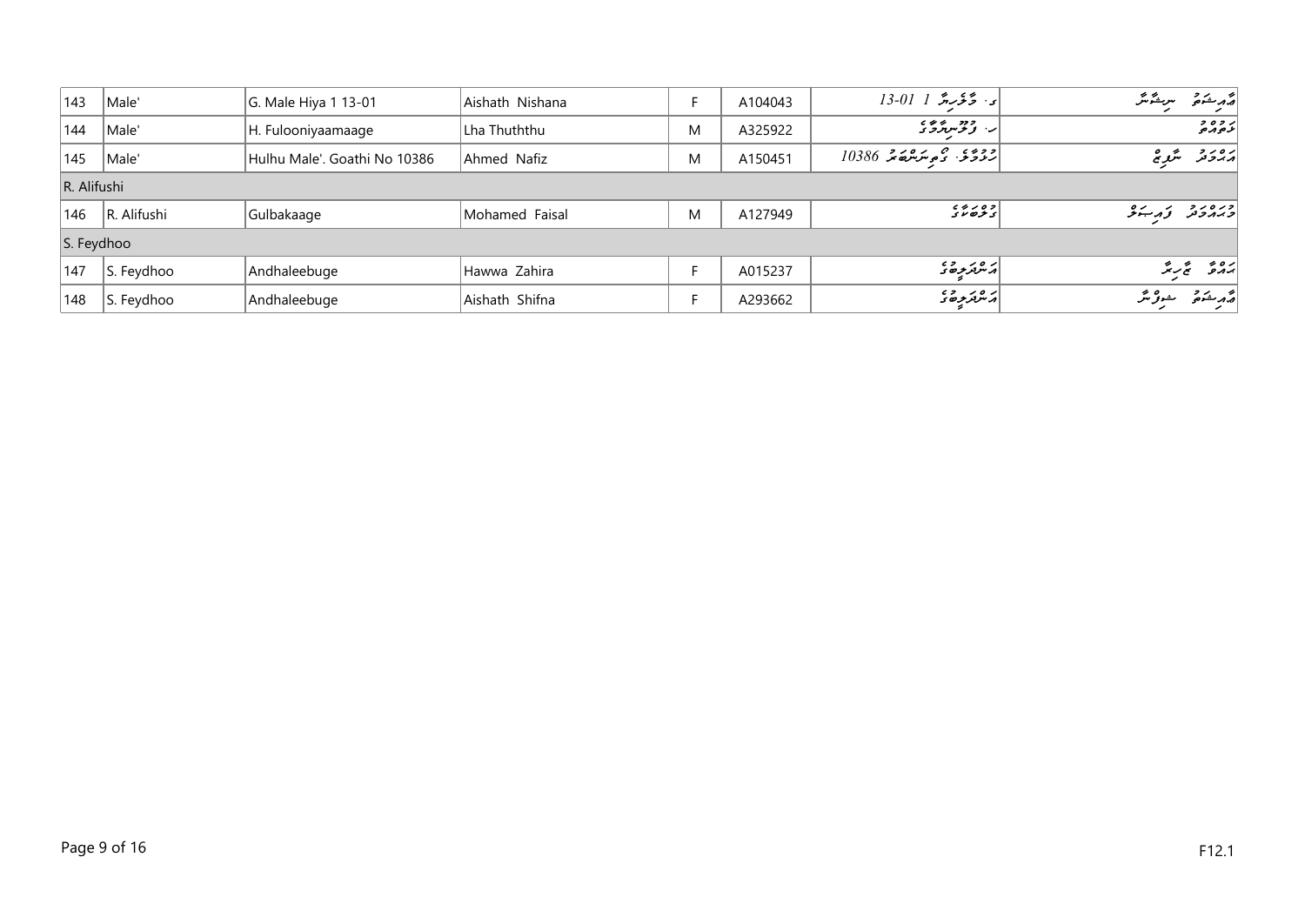| 143 | Male' | G. Male Hiya 1 13-01 | Aishath Nishana | F | A104043 | ގ. މާލެހިޔާ 1 13-01 | އާއިޝަތު ނިޝާނާ |
|---|---|---|---|---|---|---|---|
| 144 | Male' | H. Fulooniyaamaage | Lha Thuththu | M | A325922 | ހ. ފުލޫނިޔާމާގެ | ޅަތުއްތު |
| 145 | Male' | Hulhu Male'. Goathi No 10386 | Ahmed Nafiz | M | A150451 | ހުޅުމާލެ. ގޯތިނަންބަރު 10386 | އަޙްމަދު ނާފިޒް |
| R. Alifushi | | | | | | | |
| 146 | R. Alifushi | Gulbakaage | Mohamed Faisal | M | A127949 | ގުލްބަކާގެ | މުޙައްމަދު ފައިސަލް |
| S. Feydhoo | | | | | | | |
| 147 | S. Feydhoo | Andhaleebuge | Hawwa Zahira | F | A015237 | އަންދަލީބުގެ | ހައްވާ ޒާހިރާ |
| 148 | S. Feydhoo | Andhaleebuge | Aishath Shifna | F | A293662 | އަންދަލީބުގެ | އާއިޝަތު ޝިފްނާ |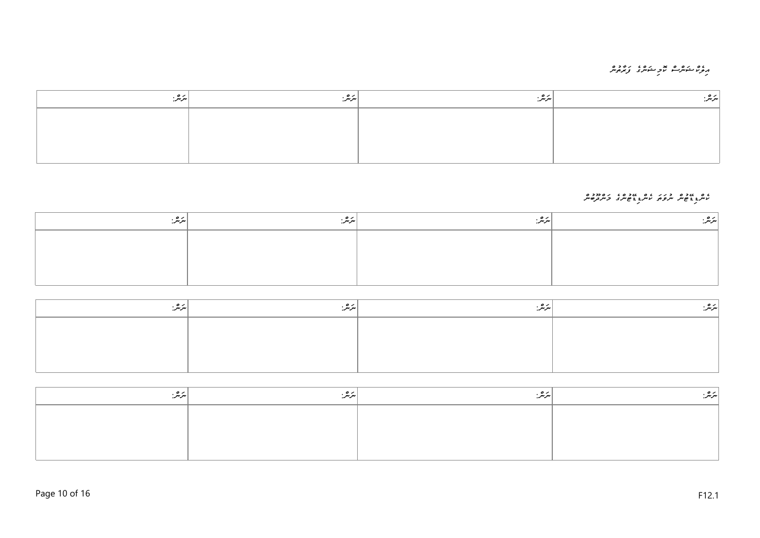# އިލެކްޝަންސް ކޮމިޝަނުގެ ފަރާތުން

| ނަން: | ނަން: | ނަން: | ނަން: |
|---|---|---|---|
| | | | |

# ކެންޑިޑޭޓުން ނެގުމަށް ކެންޑިޑޭޓުންގެ މަންދޫބުން

| ނަން: | ނަން: | ނަން: | ނަން: |
|---|---|---|---|
| | | | |

| ނަން: | ނަން: | ނަން: | ނަން: |
|---|---|---|---|
| | | | |

| ނަން: | ނަން: | ނަން: | ނަން: |
|---|---|---|---|
| | | | |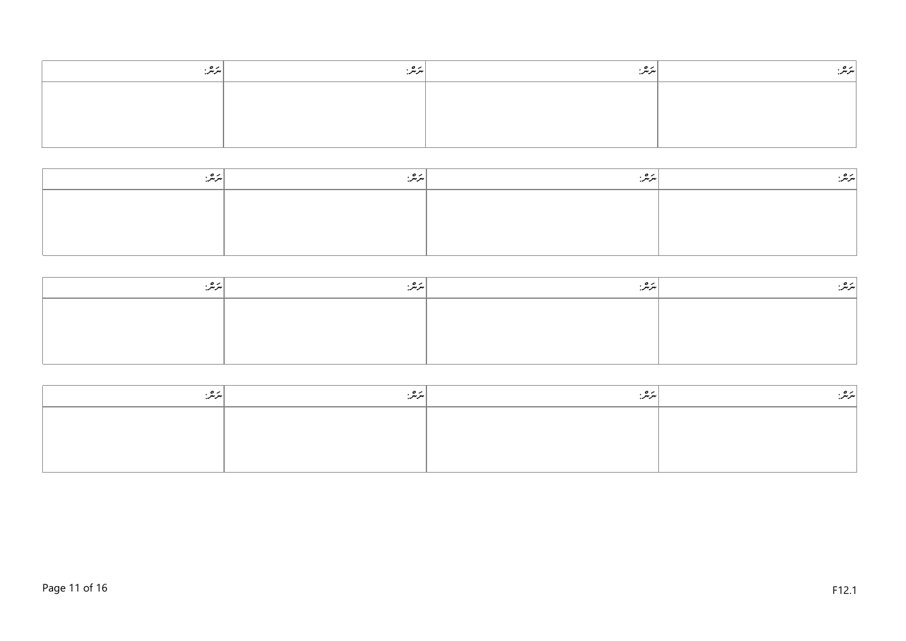| ނަރަށް: | ނަރަށް: | ނަރަށް: | ނަރަށް: |
| --- | --- | --- | --- |
| | | | |

| ނަރަށް: | ނަރަށް: | ނަރަށް: | ނަރަށް: |
| --- | --- | --- | --- |
| | | | |

| ނަރަށް: | ނަރަށް: | ނަރަށް: | ނަރަށް: |
| --- | --- | --- | --- |
| | | | |

| ނަރަށް: | ނަރަށް: | ނަރަށް: | ނަރަށް: |
| --- | --- | --- | --- |
| | | | |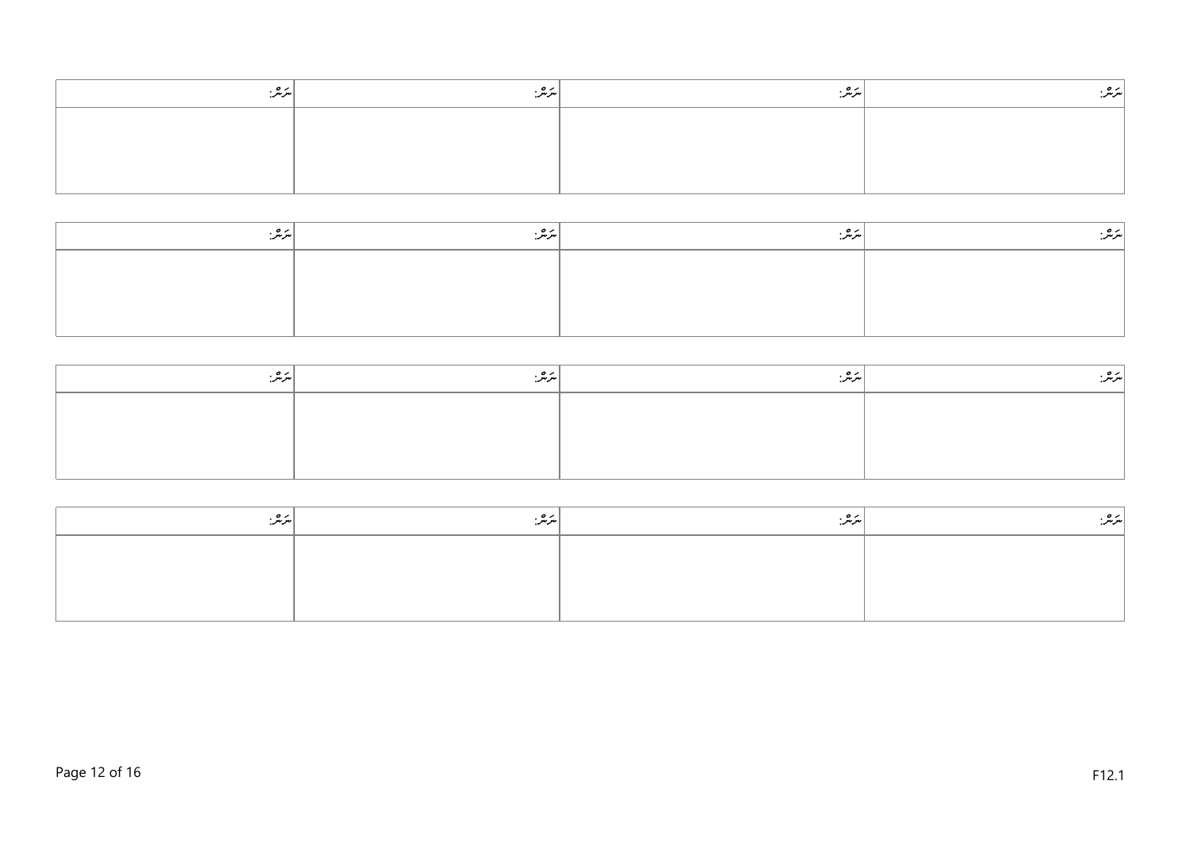| ނަރަށް: | ނަރަށް: | ނަރަށް: | ނަރަށް: |
| --- | --- | --- | --- |
| | | | |

| ނަރަށް: | ނަރަށް: | ނަރަށް: | ނަރަށް: |
| --- | --- | --- | --- |
| | | | |

| ނަރަށް: | ނަރަށް: | ނަރަށް: | ނަރަށް: |
| --- | --- | --- | --- |
| | | | |

| ނަރަށް: | ނަރަށް: | ނަރަށް: | ނަރަށް: |
| --- | --- | --- | --- |
| | | | |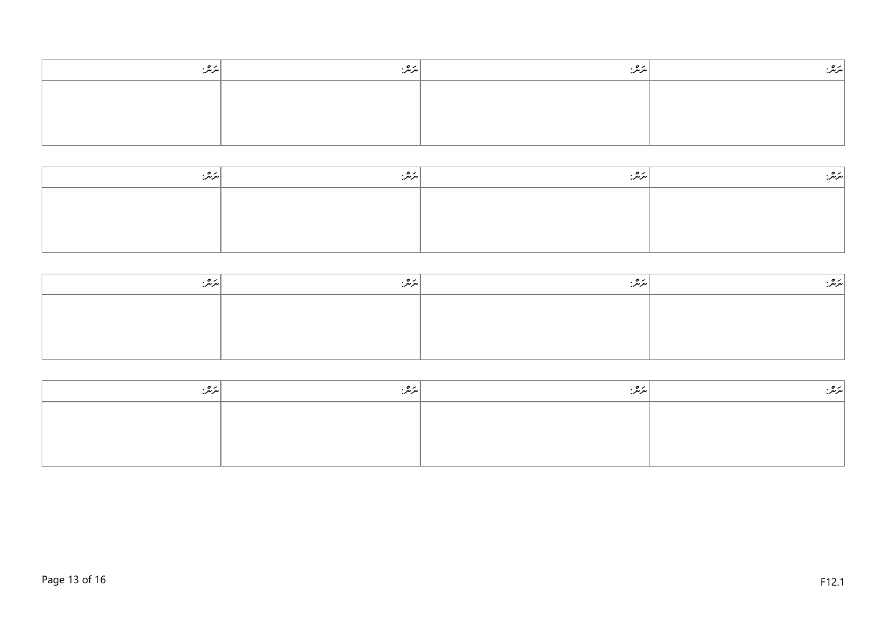| ނަރުދ: | ނަރުދ: | ނަރުދ: | ނަރުދ: |
| --- | --- | --- | --- |
| | | | |

| ނަރުދ: | ނަރުދ: | ނަރުދ: | ނަރުދ: |
| --- | --- | --- | --- |
| | | | |

| ނަރުދ: | ނަރުދ: | ނަރުދ: | ނަރުދ: |
| --- | --- | --- | --- |
| | | | |

| ނަރުދ: | ނަރުދ: | ނަރުދ: | ނަރުދ: |
| --- | --- | --- | --- |
| | | | |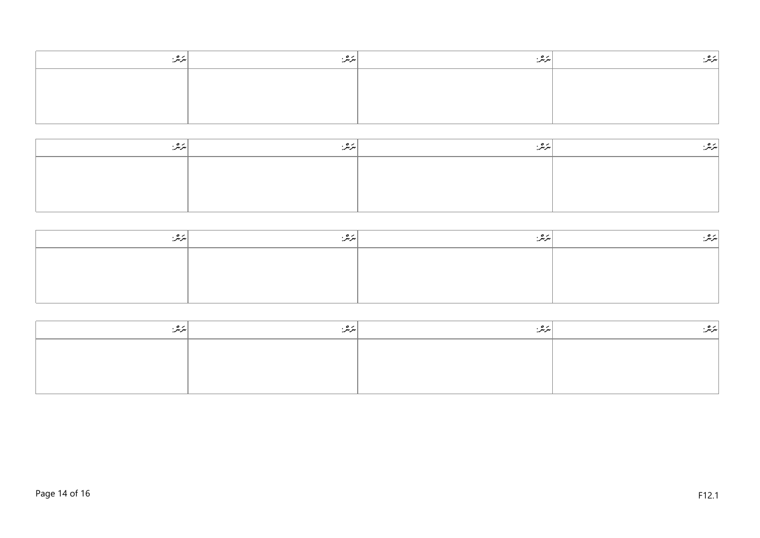| ނަންބަރު: | ނަންބަރު: | ނަންބަރު: | ނަންބަރު: |
|---|---|---|---|
| | | | |

| ނަންބަރު: | ނަންބަރު: | ނަންބަރު: | ނަންބަރު: |
|---|---|---|---|
| | | | |

| ނަންބަރު: | ނަންބަރު: | ނަންބަރު: | ނަންބަރު: |
|---|---|---|---|
| | | | |

| ނަންބަރު: | ނަންބަރު: | ނަންބަރު: | ނަންބަރު: |
|---|---|---|---|
| | | | |

F12.1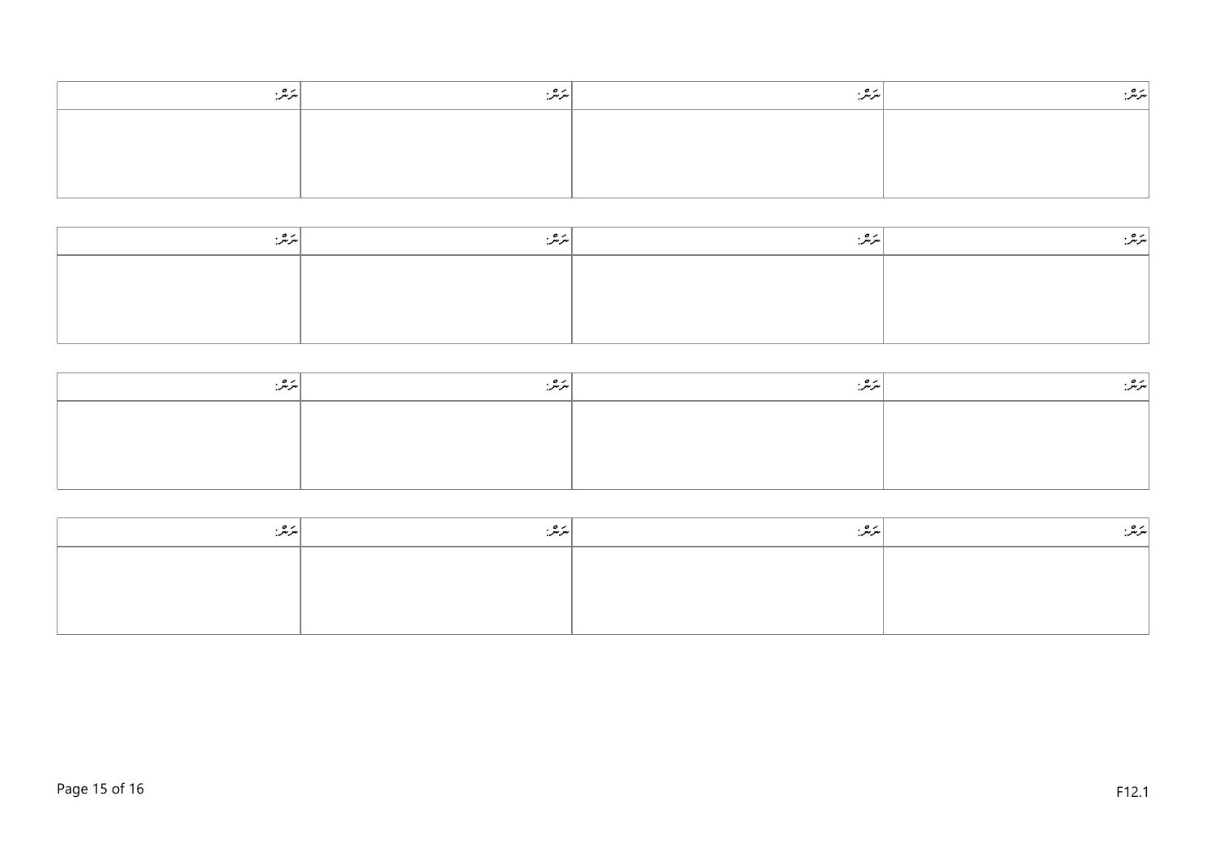| ނަންބަރު: | ނަންބަރު: | ނަންބަރު: | ނަންބަރު: |
|---|---|---|---|
| | | | |

| ނަންބަރު: | ނަންބަރު: | ނަންބަރު: | ނަންބަރު: |
|---|---|---|---|
| | | | |

| ނަންބަރު: | ނަންބަރު: | ނަންބަރު: | ނަންބަރު: |
|---|---|---|---|
| | | | |

| ނަންބަރު: | ނަންބަރު: | ނަންބަރު: | ނަންބަރު: |
|---|---|---|---|
| | | | |

F12.1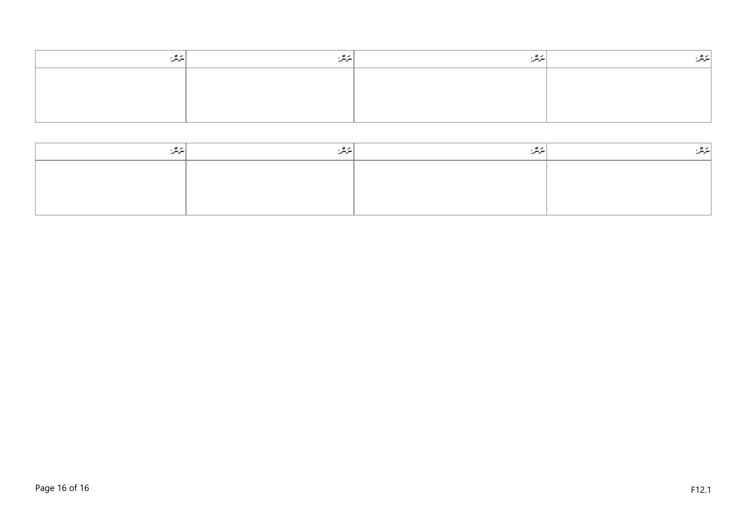| ނަރަނ: | ނަރަނ: | ނަރަނ: | ނަރަނ: |
|---|---|---|---|
| | | | |

| ނަރަނ: | ނަރަނ: | ނަރަނ: | ނަރަނ: |
|---|---|---|---|
| | | | |

F12.1